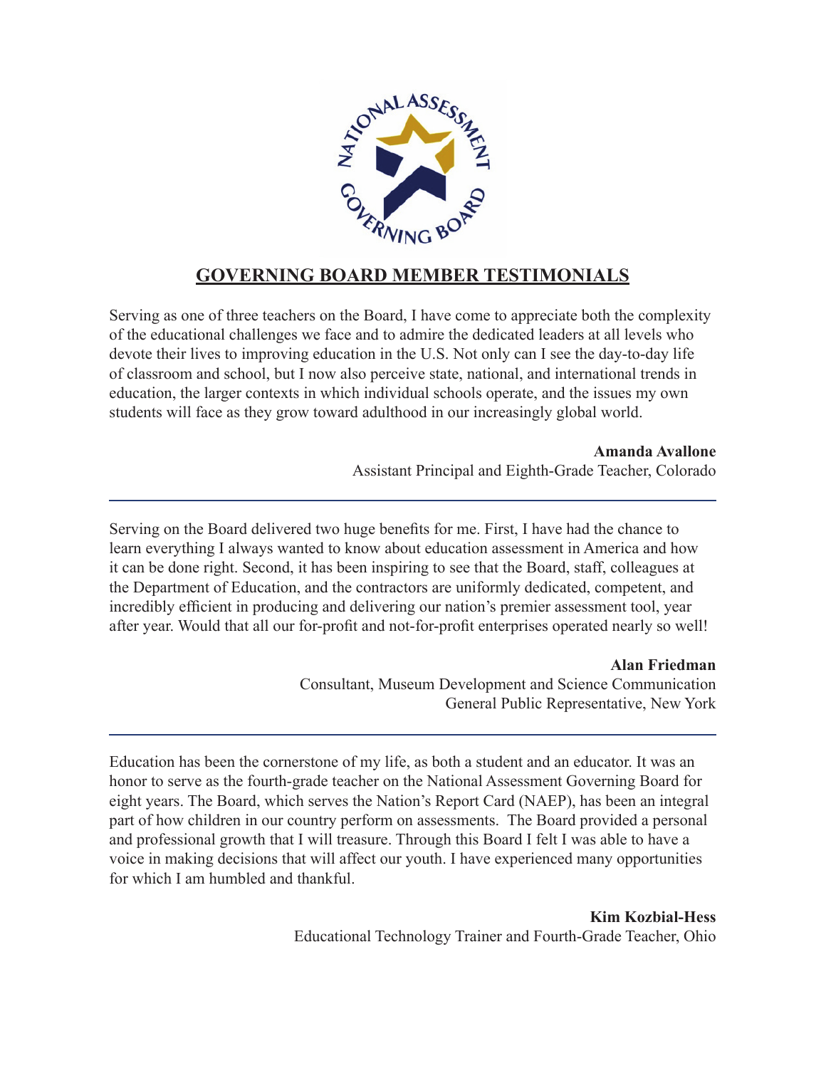# GOVERNING BOARD MEMBER TESTIMONIALS

Serving as one of three teachers on the Board, I have come to appreciate both the complexity of the educational challenges we face and to admire the dedicated leaders at all levels who devote their lives to improving education in the U.S. Not only can I see the day-to-day life of classroom and school, but I now also perceive state, national, and international trends in education, the larger contexts in which individual schools operate, and the issues my own students will face as they grow toward adulthood in our increasingly global world.

**Amanda Avallone**
Assistant Principal and Eighth-Grade Teacher, Colorado

---

Serving on the Board delivered two huge benefits for me. First, I have had the chance to learn everything I always wanted to know about education assessment in America and how it can be done right. Second, it has been inspiring to see that the Board, staff, colleagues at the Department of Education, and the contractors are uniformly dedicated, competent, and incredibly efficient in producing and delivering our nation's premier assessment tool, year after year. Would that all our for-profit and not-for-profit enterprises operated nearly so well!

**Alan Friedman**
Consultant, Museum Development and Science Communication
General Public Representative, New York

---

Education has been the cornerstone of my life, as both a student and an educator. It was an honor to serve as the fourth-grade teacher on the National Assessment Governing Board for eight years. The Board, which serves the Nation's Report Card (NAEP), has been an integral part of how children in our country perform on assessments. The Board provided a personal and professional growth that I will treasure. Through this Board I felt I was able to have a voice in making decisions that will affect our youth. I have experienced many opportunities for which I am humbled and thankful.

**Kim Kozbial-Hess**
Educational Technology Trainer and Fourth-Grade Teacher, Ohio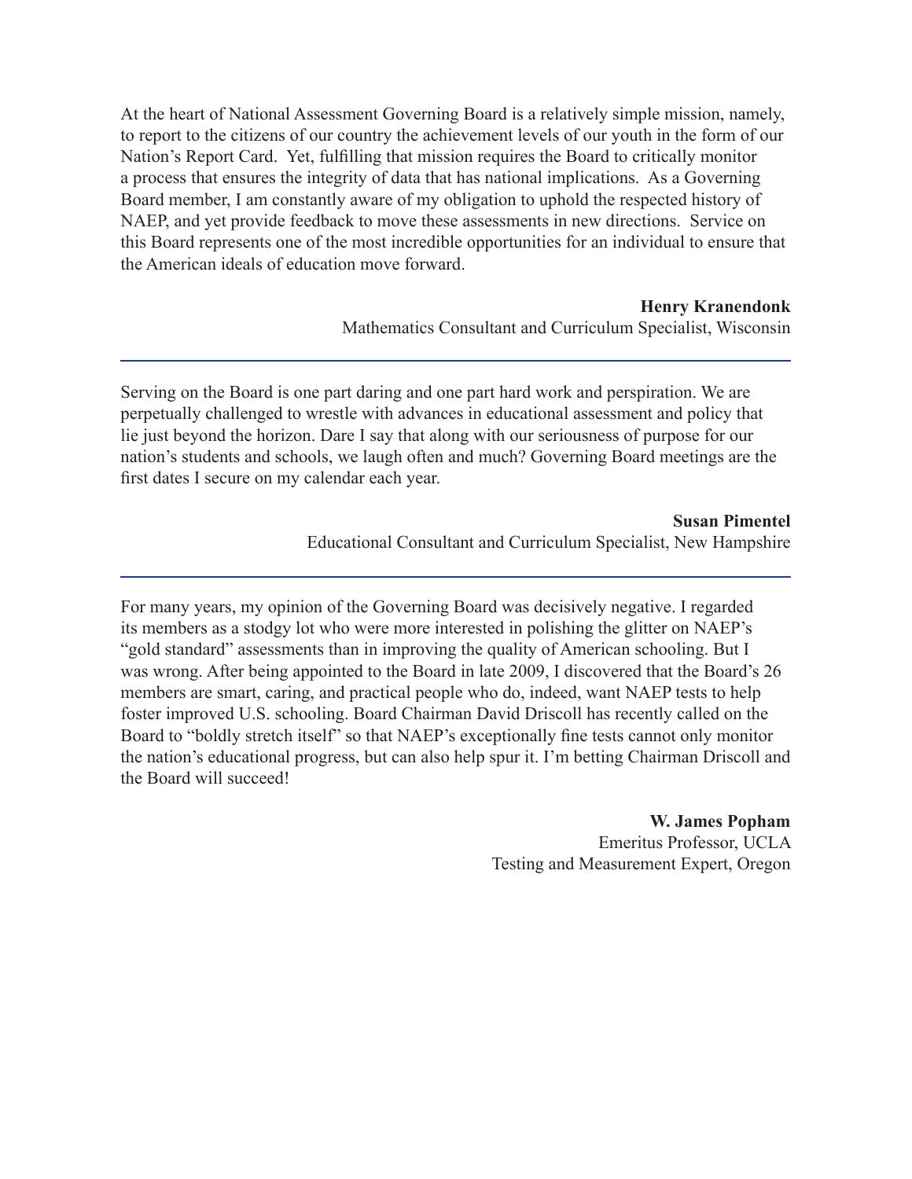At the heart of National Assessment Governing Board is a relatively simple mission, namely, to report to the citizens of our country the achievement levels of our youth in the form of our Nation's Report Card. Yet, fulfilling that mission requires the Board to critically monitor a process that ensures the integrity of data that has national implications. As a Governing Board member, I am constantly aware of my obligation to uphold the respected history of NAEP, and yet provide feedback to move these assessments in new directions. Service on this Board represents one of the most incredible opportunities for an individual to ensure that the American ideals of education move forward.

**Henry Kranendonk**
Mathematics Consultant and Curriculum Specialist, Wisconsin

---

Serving on the Board is one part daring and one part hard work and perspiration. We are perpetually challenged to wrestle with advances in educational assessment and policy that lie just beyond the horizon. Dare I say that along with our seriousness of purpose for our nation's students and schools, we laugh often and much? Governing Board meetings are the first dates I secure on my calendar each year.

**Susan Pimentel**
Educational Consultant and Curriculum Specialist, New Hampshire

---

For many years, my opinion of the Governing Board was decisively negative. I regarded its members as a stodgy lot who were more interested in polishing the glitter on NAEP's "gold standard" assessments than in improving the quality of American schooling. But I was wrong. After being appointed to the Board in late 2009, I discovered that the Board's 26 members are smart, caring, and practical people who do, indeed, want NAEP tests to help foster improved U.S. schooling. Board Chairman David Driscoll has recently called on the Board to "boldly stretch itself" so that NAEP's exceptionally fine tests cannot only monitor the nation's educational progress, but can also help spur it. I'm betting Chairman Driscoll and the Board will succeed!

**W. James Popham**
Emeritus Professor, UCLA
Testing and Measurement Expert, Oregon